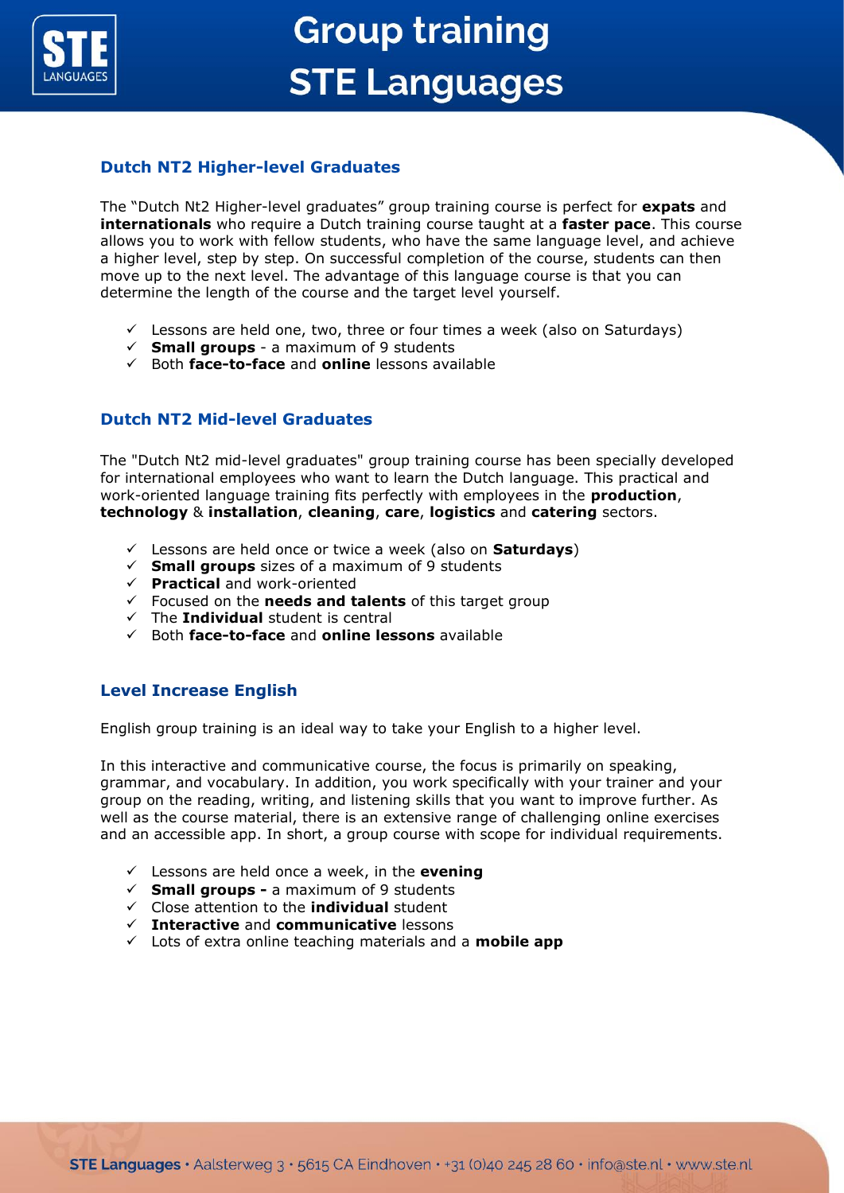# Group training STE Languages

## Dutch NT2 Higher-level Graduates

The "Dutch Nt2 Higher-level graduates" group training course is perfect for **expats** and **internationals** who require a Dutch training course taught at a **faster pace**. This course allows you to work with fellow students, who have the same language level, and achieve a higher level, step by step. On successful completion of the course, students can then move up to the next level. The advantage of this language course is that you can determine the length of the course and the target level yourself.

- ✓ Lessons are held one, two, three or four times a week (also on Saturdays)
- ✓ **Small groups** - a maximum of 9 students
- ✓ Both **face-to-face** and **online** lessons available

## Dutch NT2 Mid-level Graduates

The "Dutch Nt2 mid-level graduates" group training course has been specially developed for international employees who want to learn the Dutch language. This practical and work-oriented language training fits perfectly with employees in the **production**, **technology** & **installation**, **cleaning**, **care**, **logistics** and **catering** sectors.

- ✓ Lessons are held once or twice a week (also on **Saturdays**)
- ✓ **Small groups** sizes of a maximum of 9 students
- ✓ **Practical** and work-oriented
- ✓ Focused on the **needs and talents** of this target group
- ✓ The **Individual** student is central
- ✓ Both **face-to-face** and **online lessons** available

## Level Increase English

English group training is an ideal way to take your English to a higher level.

In this interactive and communicative course, the focus is primarily on speaking, grammar, and vocabulary. In addition, you work specifically with your trainer and your group on the reading, writing, and listening skills that you want to improve further. As well as the course material, there is an extensive range of challenging online exercises and an accessible app. In short, a group course with scope for individual requirements.

- ✓ Lessons are held once a week, in the **evening**
- ✓ **Small groups -** a maximum of 9 students
- ✓ Close attention to the **individual** student
- ✓ **Interactive** and **communicative** lessons
- ✓ Lots of extra online teaching materials and a **mobile app**

**STE Languages** • Aalsterweg 3 • 5615 CA Eindhoven • +31 (0)40 245 28 60 • info@ste.nl • www.ste.nl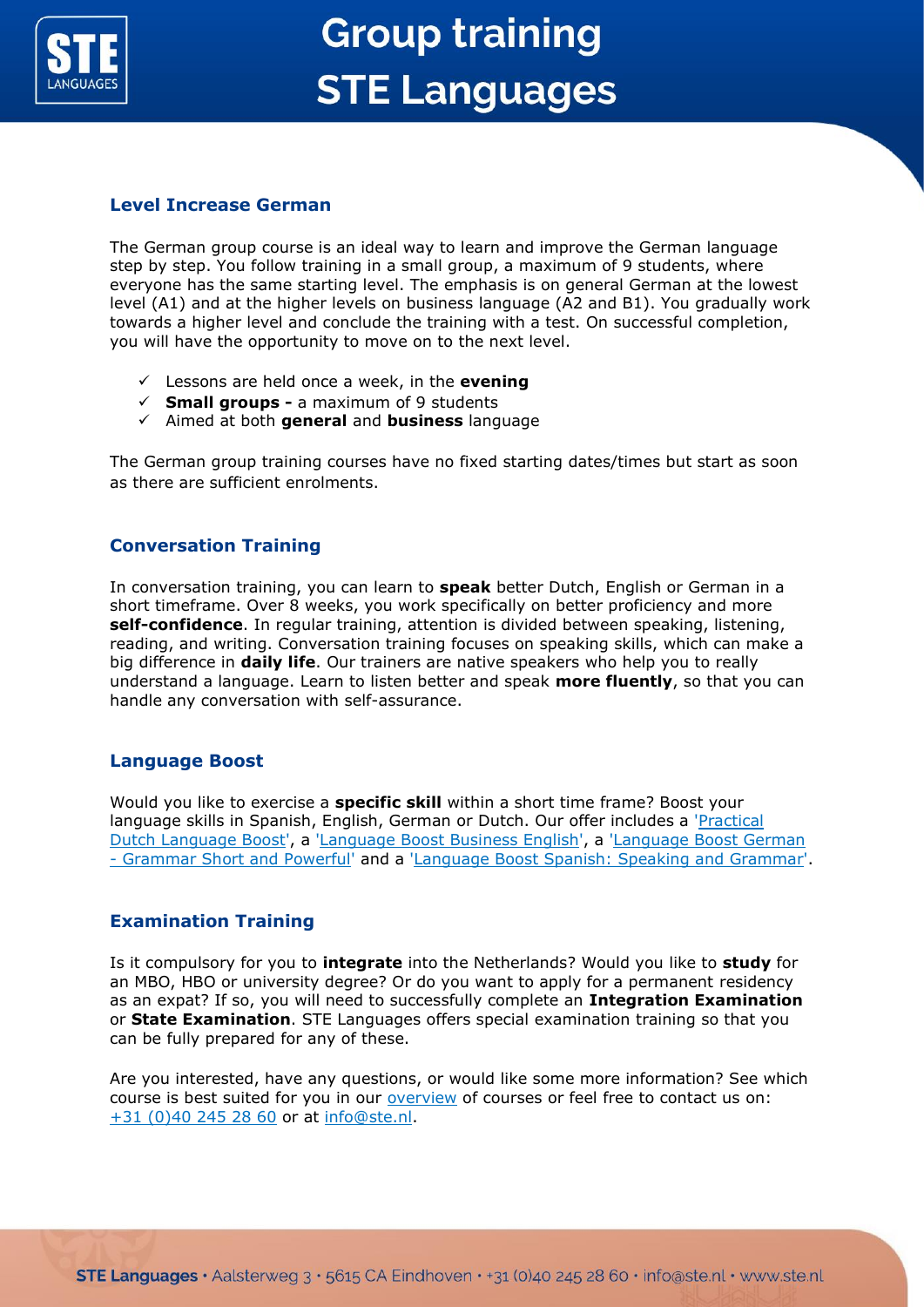# Group training STE Languages

## Level Increase German

The German group course is an ideal way to learn and improve the German language step by step. You follow training in a small group, a maximum of 9 students, where everyone has the same starting level. The emphasis is on general German at the lowest level (A1) and at the higher levels on business language (A2 and B1). You gradually work towards a higher level and conclude the training with a test. On successful completion, you will have the opportunity to move on to the next level.

- ✓ Lessons are held once a week, in the **evening**
- ✓ **Small groups -** a maximum of 9 students
- ✓ Aimed at both **general** and **business** language

The German group training courses have no fixed starting dates/times but start as soon as there are sufficient enrolments.

## Conversation Training

In conversation training, you can learn to **speak** better Dutch, English or German in a short timeframe. Over 8 weeks, you work specifically on better proficiency and more **self-confidence**. In regular training, attention is divided between speaking, listening, reading, and writing. Conversation training focuses on speaking skills, which can make a big difference in **daily life**. Our trainers are native speakers who help you to really understand a language. Learn to listen better and speak **more fluently**, so that you can handle any conversation with self-assurance.

## Language Boost

Would you like to exercise a **specific skill** within a short time frame? Boost your language skills in Spanish, English, German or Dutch. Our offer includes a 'Practical Dutch Language Boost', a 'Language Boost Business English', a 'Language Boost German - Grammar Short and Powerful' and a 'Language Boost Spanish: Speaking and Grammar'.

## Examination Training

Is it compulsory for you to **integrate** into the Netherlands? Would you like to **study** for an MBO, HBO or university degree? Or do you want to apply for a permanent residency as an expat? If so, you will need to successfully complete an **Integration Examination** or **State Examination**. STE Languages offers special examination training so that you can be fully prepared for any of these.

Are you interested, have any questions, or would like some more information? See which course is best suited for you in our overview of courses or feel free to contact us on: +31 (0)40 245 28 60 or at info@ste.nl.